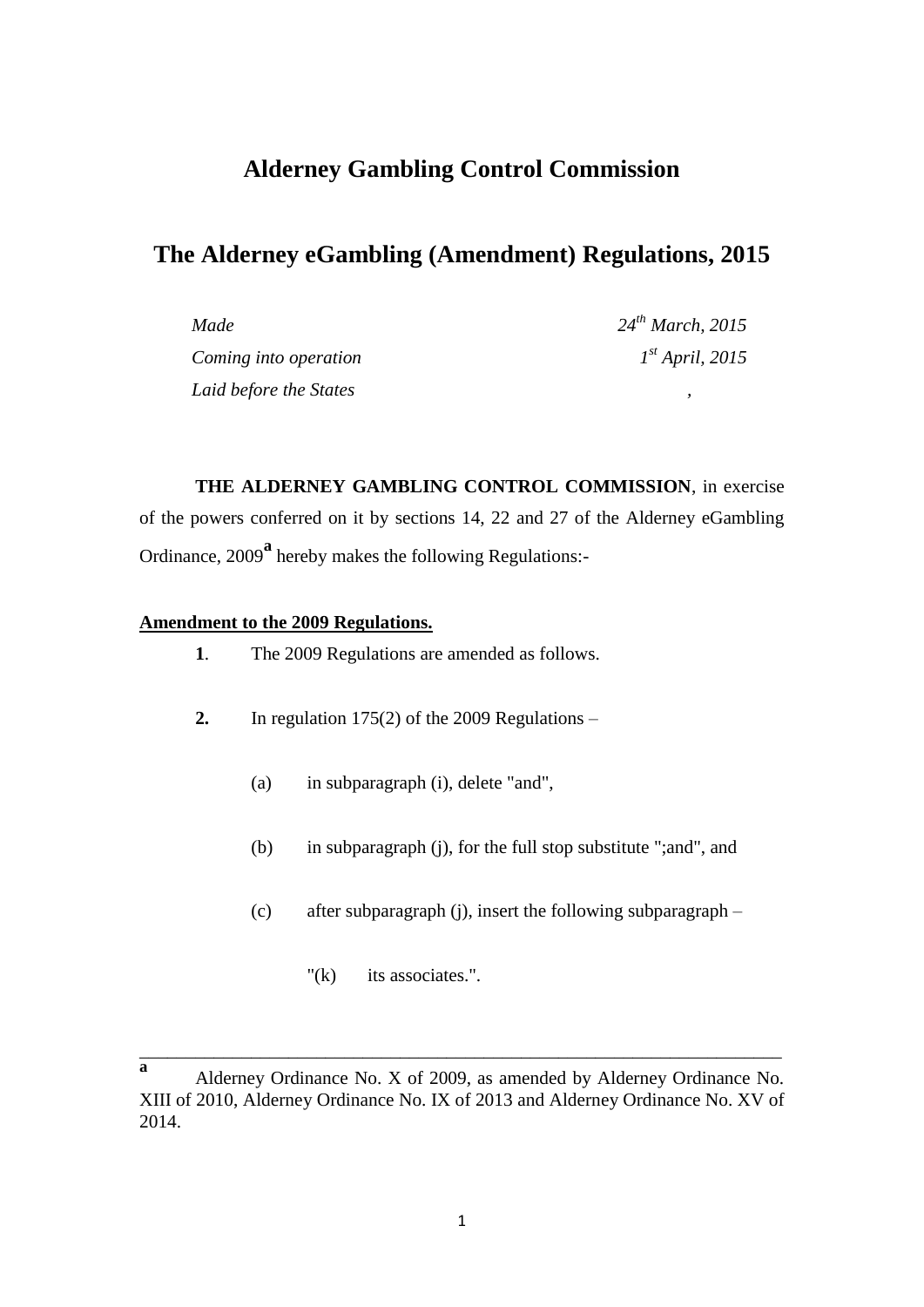# Alderney Gambling Control Commission

## The Alderney eGambling (Amendment) Regulations, 2015

| | |
|---|---|
| *Made* | *24th March, 2015* |
| *Coming into operation* | *1st April, 2015* |
| *Laid before the States* | *,* |

**THE ALDERNEY GAMBLING CONTROL COMMISSION**, in exercise of the powers conferred on it by sections 14, 22 and 27 of the Alderney eGambling Ordinance, 2009[a] hereby makes the following Regulations:-

**Amendment to the 2009 Regulations.**

**1**. The 2009 Regulations are amended as follows.

**2.** In regulation 175(2) of the 2009 Regulations –

(a) in subparagraph (i), delete "and",

(b) in subparagraph (j), for the full stop substitute ";and", and

(c) after subparagraph (j), insert the following subparagraph –

"(k) its associates.".

---

[a] Alderney Ordinance No. X of 2009, as amended by Alderney Ordinance No. XIII of 2010, Alderney Ordinance No. IX of 2013 and Alderney Ordinance No. XV of 2014.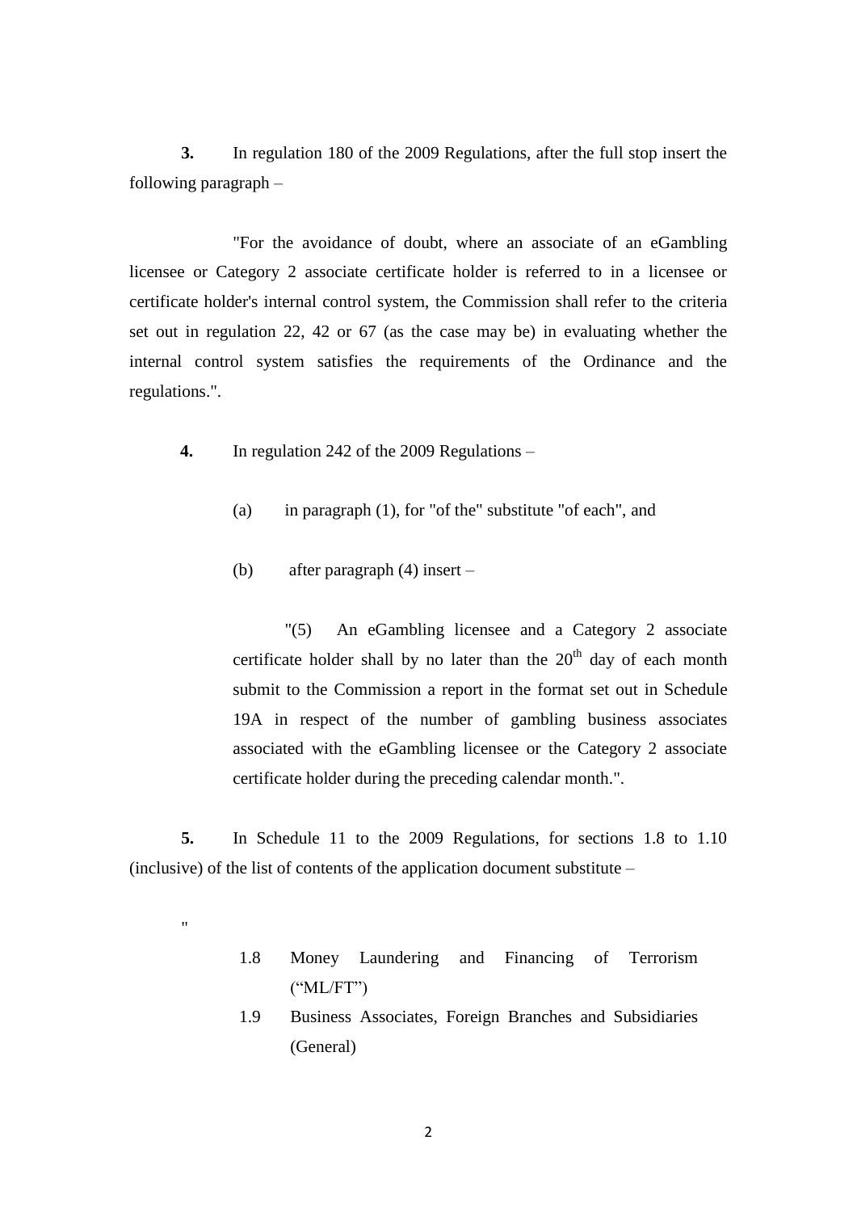**3.** In regulation 180 of the 2009 Regulations, after the full stop insert the following paragraph –

"For the avoidance of doubt, where an associate of an eGambling licensee or Category 2 associate certificate holder is referred to in a licensee or certificate holder's internal control system, the Commission shall refer to the criteria set out in regulation 22, 42 or 67 (as the case may be) in evaluating whether the internal control system satisfies the requirements of the Ordinance and the regulations.".

**4.** In regulation 242 of the 2009 Regulations –

(a) in paragraph (1), for "of the" substitute "of each", and

(b) after paragraph (4) insert –

"(5) An eGambling licensee and a Category 2 associate certificate holder shall by no later than the 20th day of each month submit to the Commission a report in the format set out in Schedule 19A in respect of the number of gambling business associates associated with the eGambling licensee or the Category 2 associate certificate holder during the preceding calendar month.".

**5.** In Schedule 11 to the 2009 Regulations, for sections 1.8 to 1.10 (inclusive) of the list of contents of the application document substitute –

"

1.8 Money Laundering and Financing of Terrorism ("ML/FT")

1.9 Business Associates, Foreign Branches and Subsidiaries (General)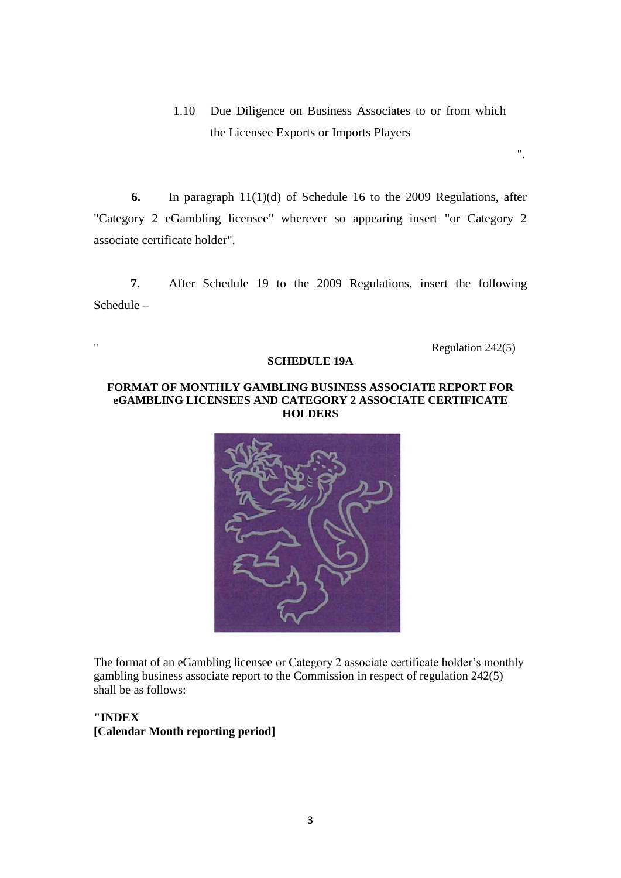1.10 Due Diligence on Business Associates to or from which the Licensee Exports or Imports Players

".

**6.** In paragraph 11(1)(d) of Schedule 16 to the 2009 Regulations, after "Category 2 eGambling licensee" wherever so appearing insert "or Category 2 associate certificate holder".

**7.** After Schedule 19 to the 2009 Regulations, insert the following Schedule –

" Regulation 242(5)

**SCHEDULE 19A**

**FORMAT OF MONTHLY GAMBLING BUSINESS ASSOCIATE REPORT FOR eGAMBLING LICENSEES AND CATEGORY 2 ASSOCIATE CERTIFICATE HOLDERS**

The format of an eGambling licensee or Category 2 associate certificate holder's monthly gambling business associate report to the Commission in respect of regulation 242(5) shall be as follows:

**"INDEX**
**[Calendar Month reporting period]**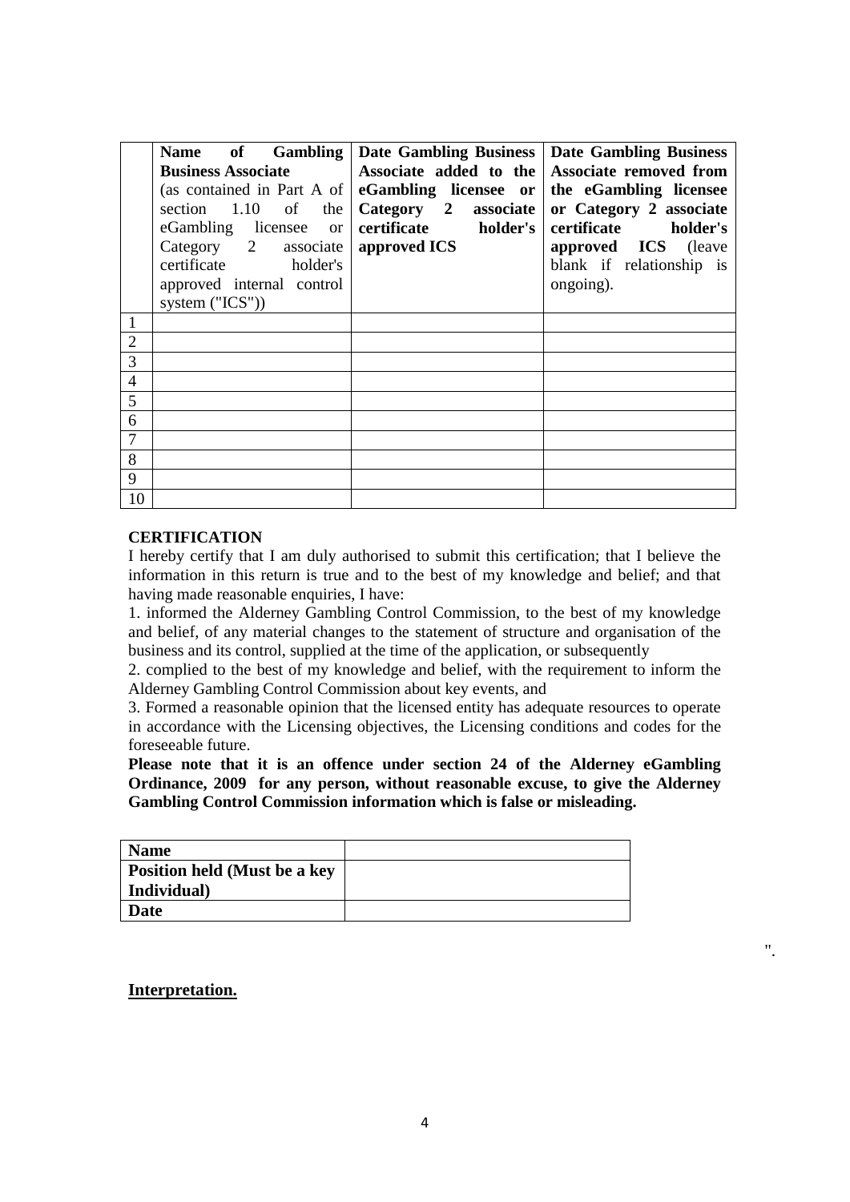| | **Name of Gambling Business Associate** (as contained in Part A of section 1.10 of the eGambling licensee or Category 2 associate certificate holder's approved internal control system ("ICS")) | **Date Gambling Business Associate added to the eGambling licensee or Category 2 associate certificate holder's approved ICS** | **Date Gambling Business Associate removed from the eGambling licensee or Category 2 associate certificate holder's approved ICS** (leave blank if relationship is ongoing). |
|---|---|---|---|
| 1 | | | |
| 2 | | | |
| 3 | | | |
| 4 | | | |
| 5 | | | |
| 6 | | | |
| 7 | | | |
| 8 | | | |
| 9 | | | |
| 10 | | | |

**CERTIFICATION**

I hereby certify that I am duly authorised to submit this certification; that I believe the information in this return is true and to the best of my knowledge and belief; and that having made reasonable enquiries, I have:

1. informed the Alderney Gambling Control Commission, to the best of my knowledge and belief, of any material changes to the statement of structure and organisation of the business and its control, supplied at the time of the application, or subsequently
2. complied to the best of my knowledge and belief, with the requirement to inform the Alderney Gambling Control Commission about key events, and
3. Formed a reasonable opinion that the licensed entity has adequate resources to operate in accordance with the Licensing objectives, the Licensing conditions and codes for the foreseeable future.

**Please note that it is an offence under section 24 of the Alderney eGambling Ordinance, 2009 for any person, without reasonable excuse, to give the Alderney Gambling Control Commission information which is false or misleading.**

| **Name** | |
|---|---|
| **Position held (Must be a key Individual)** | |
| **Date** | |

".

**Interpretation.**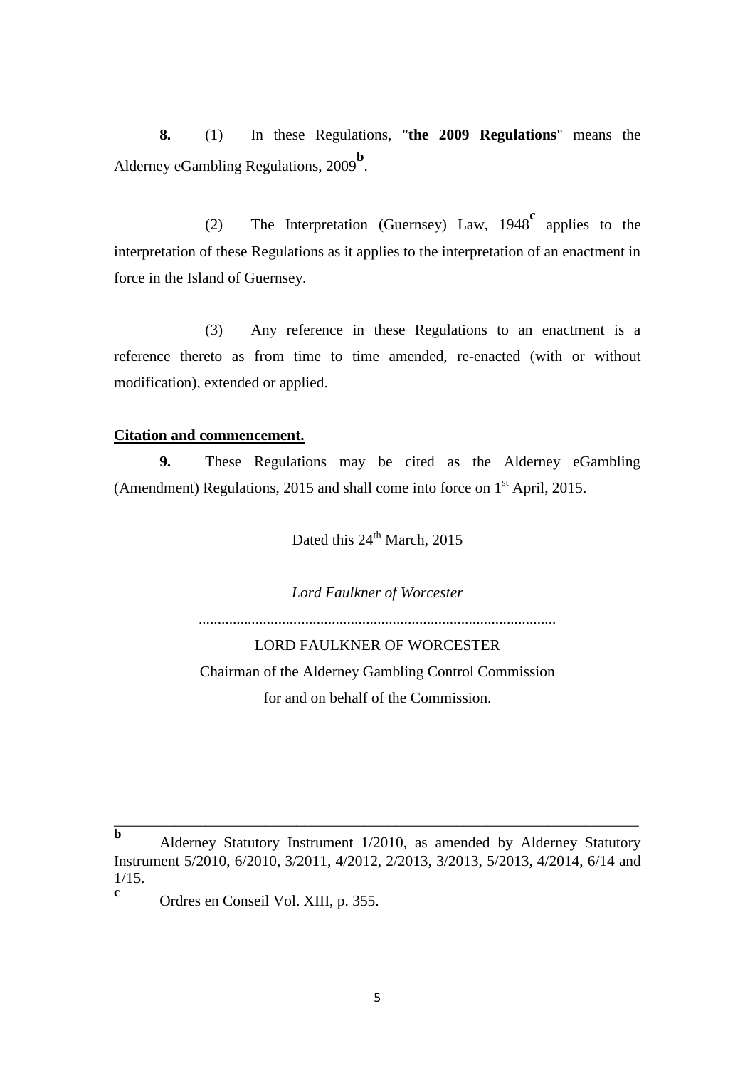**8.** (1) In these Regulations, "**the 2009 Regulations**" means the Alderney eGambling Regulations, 2009[b].

(2) The Interpretation (Guernsey) Law, 1948[c] applies to the interpretation of these Regulations as it applies to the interpretation of an enactment in force in the Island of Guernsey.

(3) Any reference in these Regulations to an enactment is a reference thereto as from time to time amended, re-enacted (with or without modification), extended or applied.

**Citation and commencement.**

**9.** These Regulations may be cited as the Alderney eGambling (Amendment) Regulations, 2015 and shall come into force on 1st April, 2015.

Dated this 24th March, 2015

*Lord Faulkner of Worcester*

.............................................................................................

LORD FAULKNER OF WORCESTER

Chairman of the Alderney Gambling Control Commission

for and on behalf of the Commission.

---

[b] Alderney Statutory Instrument 1/2010, as amended by Alderney Statutory Instrument 5/2010, 6/2010, 3/2011, 4/2012, 2/2013, 3/2013, 5/2013, 4/2014, 6/14 and 1/15.

[c] Ordres en Conseil Vol. XIII, p. 355.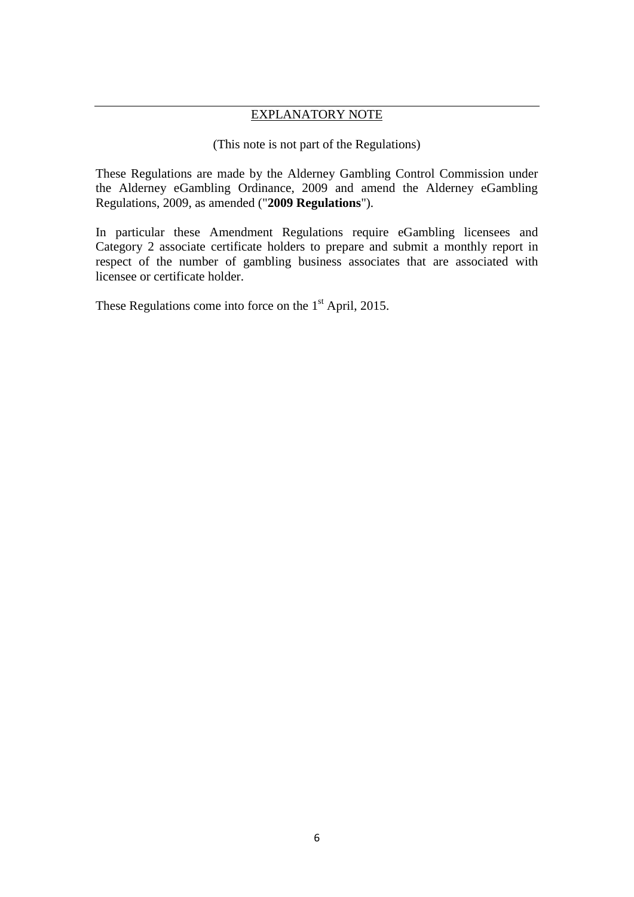## EXPLANATORY NOTE

(This note is not part of the Regulations)

These Regulations are made by the Alderney Gambling Control Commission under the Alderney eGambling Ordinance, 2009 and amend the Alderney eGambling Regulations, 2009, as amended ("**2009 Regulations**").

In particular these Amendment Regulations require eGambling licensees and Category 2 associate certificate holders to prepare and submit a monthly report in respect of the number of gambling business associates that are associated with licensee or certificate holder.

These Regulations come into force on the 1st April, 2015.